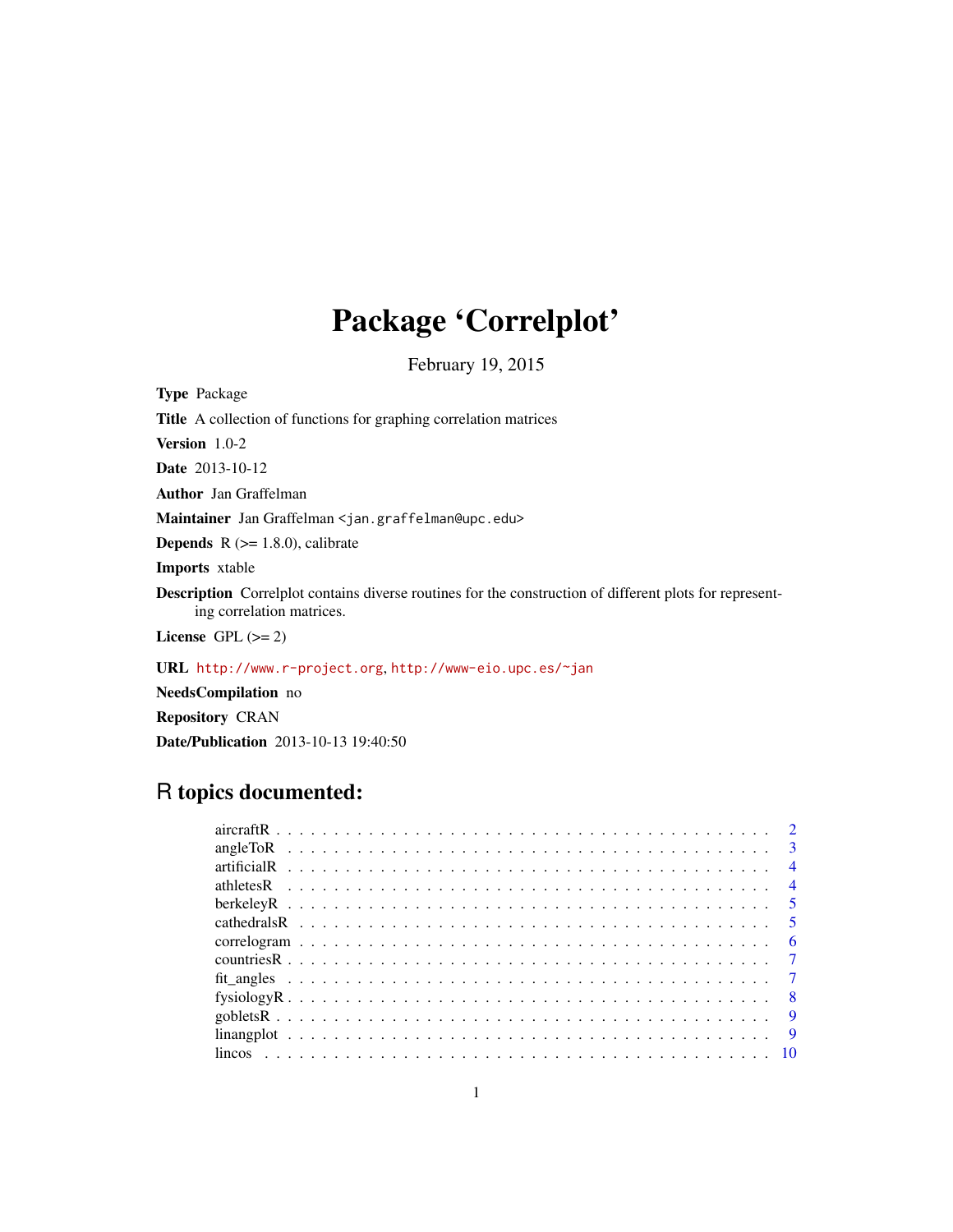# Package 'Correlplot'

February 19, 2015

**Type** Package

**Title** A collection of functions for graphing correlation matrices

**Version** 1.0-2

**Date** 2013-10-12

**Author** Jan Graffelman

**Maintainer** Jan Graffelman <jan.graffelman@upc.edu>

**Depends** R (>= 1.8.0), calibrate

**Imports** xtable

**Description** Correlplot contains diverse routines for the construction of different plots for representing correlation matrices.

**License** GPL (>= 2)

**URL** http://www.r-project.org, http://www-eio.upc.es/~jan

**NeedsCompilation** no

**Repository** CRAN

**Date/Publication** 2013-10-13 19:40:50

## R topics documented:

| | |
|---|---|
| aircraftR | 2 |
| angleToR | 3 |
| artificialR | 4 |
| athletesR | 4 |
| berkeleyR | 5 |
| cathedralsR | 5 |
| correlogram | 6 |
| countriesR | 7 |
| fit_angles | 7 |
| fysiologyR | 8 |
| gobletsR | 9 |
| linangplot | 9 |
| lincos | 10 |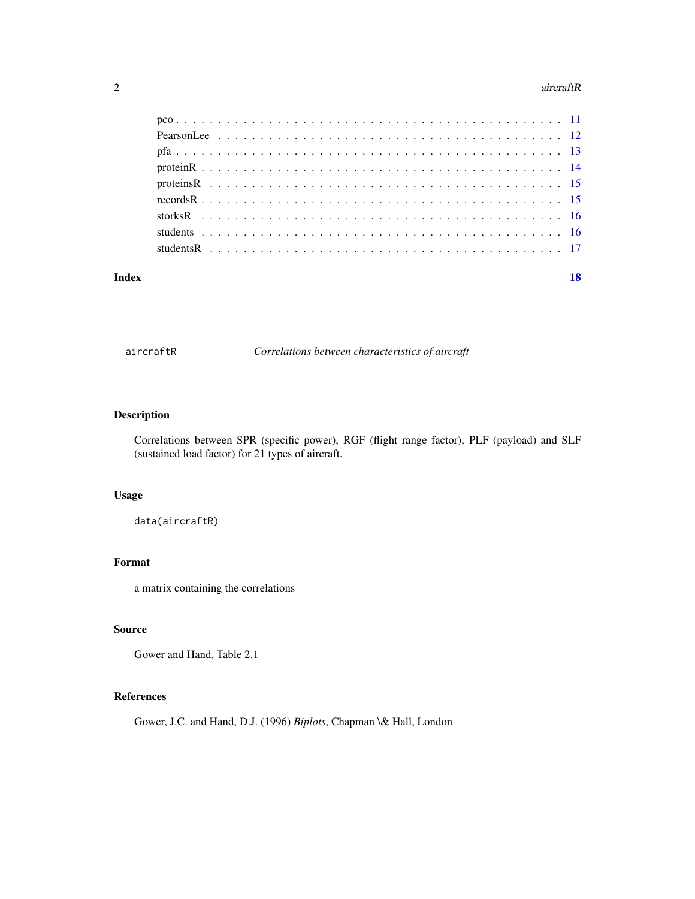pco . . . . . . . . . . . . . . . . . . . . . . . . . . . . . . . . . . . . . . . . . . . 11
PearsonLee . . . . . . . . . . . . . . . . . . . . . . . . . . . . . . . . . . . . . . . 12
pfa . . . . . . . . . . . . . . . . . . . . . . . . . . . . . . . . . . . . . . . . . . . 13
proteinR . . . . . . . . . . . . . . . . . . . . . . . . . . . . . . . . . . . . . . . . 14
proteinsR . . . . . . . . . . . . . . . . . . . . . . . . . . . . . . . . . . . . . . . 15
recordsR . . . . . . . . . . . . . . . . . . . . . . . . . . . . . . . . . . . . . . . . 15
storksR . . . . . . . . . . . . . . . . . . . . . . . . . . . . . . . . . . . . . . . . 16
students . . . . . . . . . . . . . . . . . . . . . . . . . . . . . . . . . . . . . . . 16
studentsR . . . . . . . . . . . . . . . . . . . . . . . . . . . . . . . . . . . . . . . 17

**Index** **18**

---

`aircraftR` *Correlations between characteristics of aircraft*

---

## Description

Correlations between SPR (specific power), RGF (flight range factor), PLF (payload) and SLF (sustained load factor) for 21 types of aircraft.

## Usage

```
data(aircraftR)
```

## Format

a matrix containing the correlations

## Source

Gower and Hand, Table 2.1

## References

Gower, J.C. and Hand, D.J. (1996) *Biplots*, Chapman \& Hall, London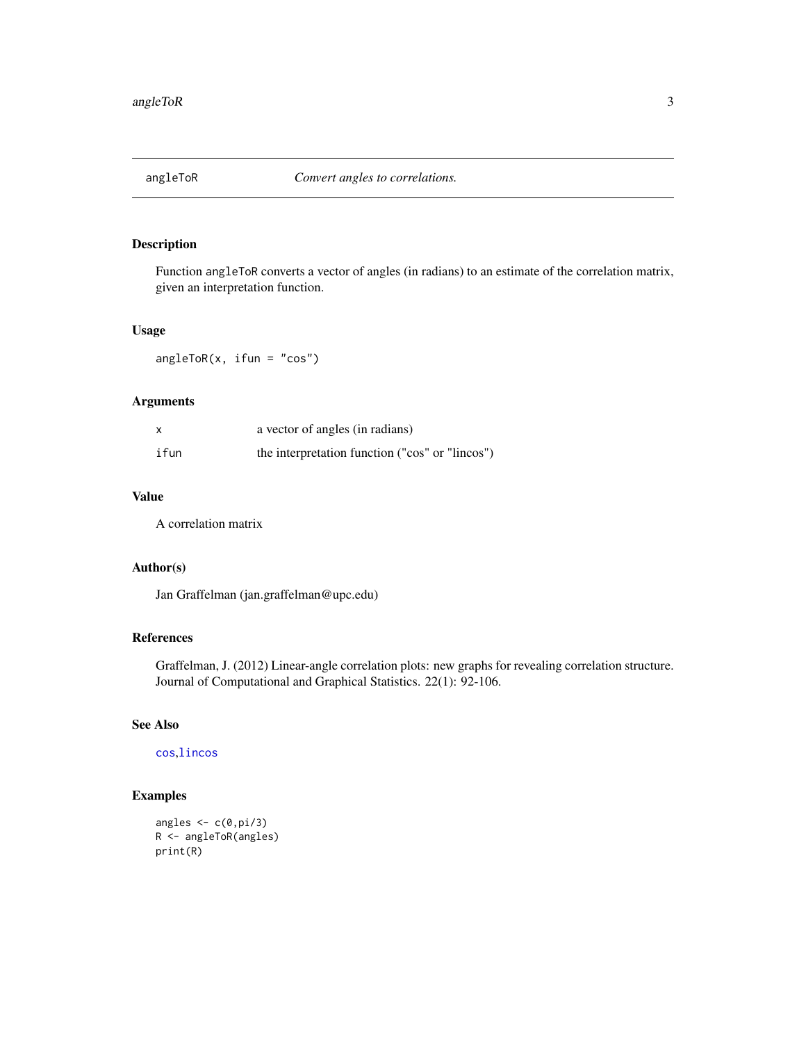## angleToR — *Convert angles to correlations.*

### Description

Function `angleToR` converts a vector of angles (in radians) to an estimate of the correlation matrix, given an interpretation function.

### Usage

```
angleToR(x, ifun = "cos")
```

### Arguments

| | |
|---|---|
| `x` | a vector of angles (in radians) |
| `ifun` | the interpretation function ("cos" or "lincos") |

### Value

A correlation matrix

### Author(s)

Jan Graffelman (jan.graffelman@upc.edu)

### References

Graffelman, J. (2012) Linear-angle correlation plots: new graphs for revealing correlation structure. Journal of Computational and Graphical Statistics. 22(1): 92-106.

### See Also

`cos`,`lincos`

### Examples

```
angles <- c(0,pi/3)
R <- angleToR(angles)
print(R)
```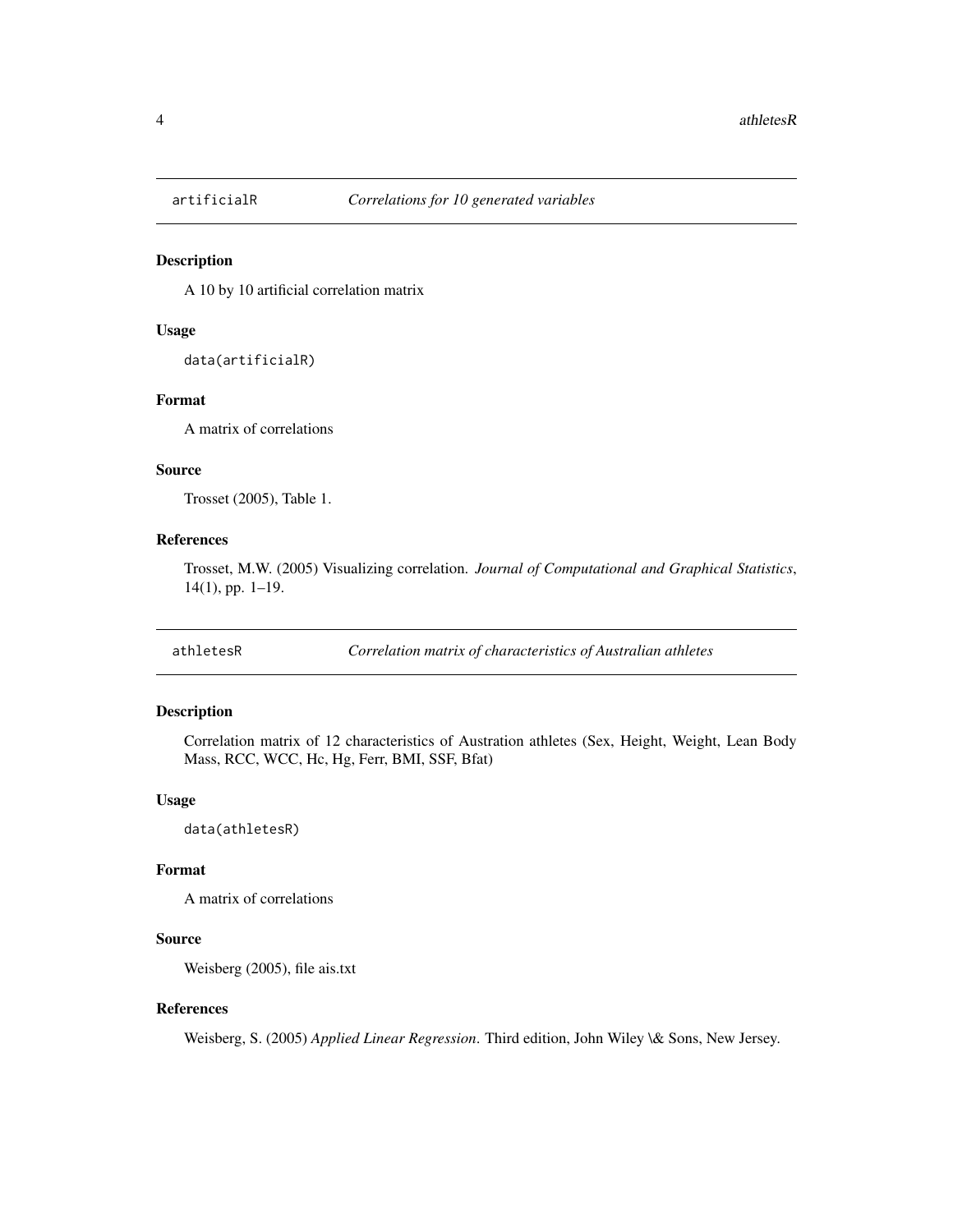## artificialR *Correlations for 10 generated variables*

### Description

A 10 by 10 artificial correlation matrix

### Usage

```
data(artificialR)
```

### Format

A matrix of correlations

### Source

Trosset (2005), Table 1.

### References

Trosset, M.W. (2005) Visualizing correlation. *Journal of Computational and Graphical Statistics*, 14(1), pp. 1–19.

## athletesR *Correlation matrix of characteristics of Australian athletes*

### Description

Correlation matrix of 12 characteristics of Austration athletes (Sex, Height, Weight, Lean Body Mass, RCC, WCC, Hc, Hg, Ferr, BMI, SSF, Bfat)

### Usage

```
data(athletesR)
```

### Format

A matrix of correlations

### Source

Weisberg (2005), file ais.txt

### References

Weisberg, S. (2005) *Applied Linear Regression*. Third edition, John Wiley \& Sons, New Jersey.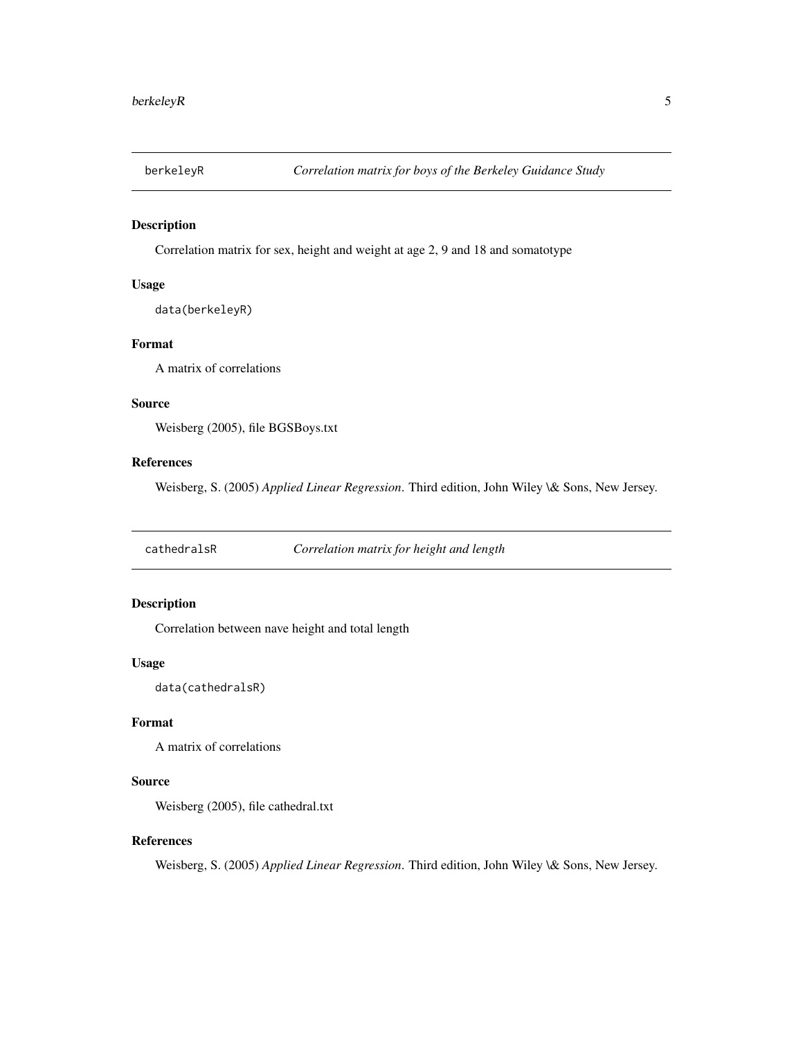## berkeleyR — *Correlation matrix for boys of the Berkeley Guidance Study*

### Description

Correlation matrix for sex, height and weight at age 2, 9 and 18 and somatotype

### Usage

```
data(berkeleyR)
```

### Format

A matrix of correlations

### Source

Weisberg (2005), file BGSBoys.txt

### References

Weisberg, S. (2005) *Applied Linear Regression*. Third edition, John Wiley \& Sons, New Jersey.

## cathedralsR — *Correlation matrix for height and length*

### Description

Correlation between nave height and total length

### Usage

```
data(cathedralsR)
```

### Format

A matrix of correlations

### Source

Weisberg (2005), file cathedral.txt

### References

Weisberg, S. (2005) *Applied Linear Regression*. Third edition, John Wiley \& Sons, New Jersey.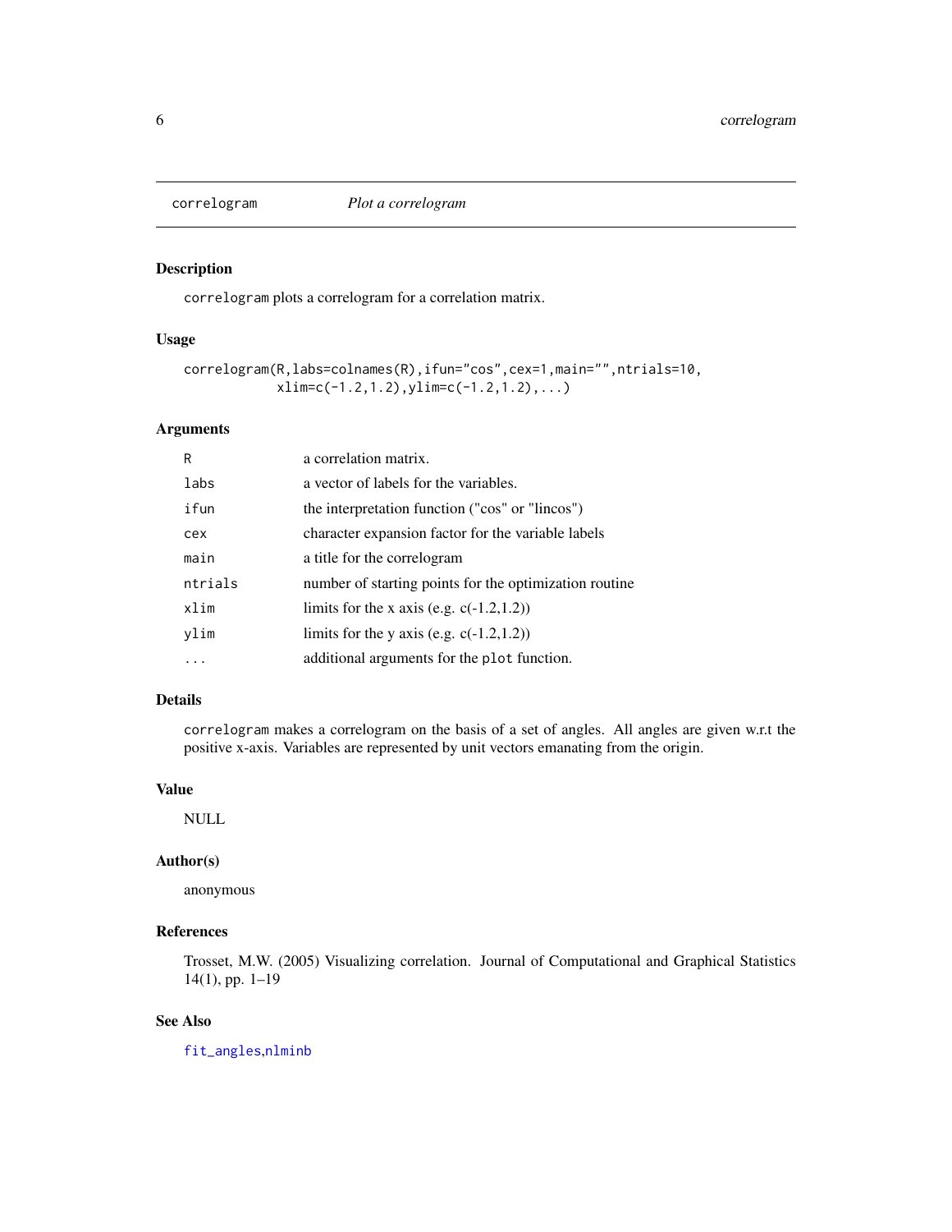# correlogram *Plot a correlogram*

## Description

`correlogram` plots a correlogram for a correlation matrix.

## Usage

```
correlogram(R,labs=colnames(R),ifun="cos",cex=1,main="",ntrials=10,
            xlim=c(-1.2,1.2),ylim=c(-1.2,1.2),...)
```

## Arguments

| | |
|---|---|
| `R` | a correlation matrix. |
| `labs` | a vector of labels for the variables. |
| `ifun` | the interpretation function ("cos" or "lincos") |
| `cex` | character expansion factor for the variable labels |
| `main` | a title for the correlogram |
| `ntrials` | number of starting points for the optimization routine |
| `xlim` | limits for the x axis (e.g. c(-1.2,1.2)) |
| `ylim` | limits for the y axis (e.g. c(-1.2,1.2)) |
| `...` | additional arguments for the `plot` function. |

## Details

`correlogram` makes a correlogram on the basis of a set of angles. All angles are given w.r.t the positive x-axis. Variables are represented by unit vectors emanating from the origin.

## Value

NULL

## Author(s)

anonymous

## References

Trosset, M.W. (2005) Visualizing correlation. Journal of Computational and Graphical Statistics 14(1), pp. 1–19

## See Also

`fit_angles`,`nlminb`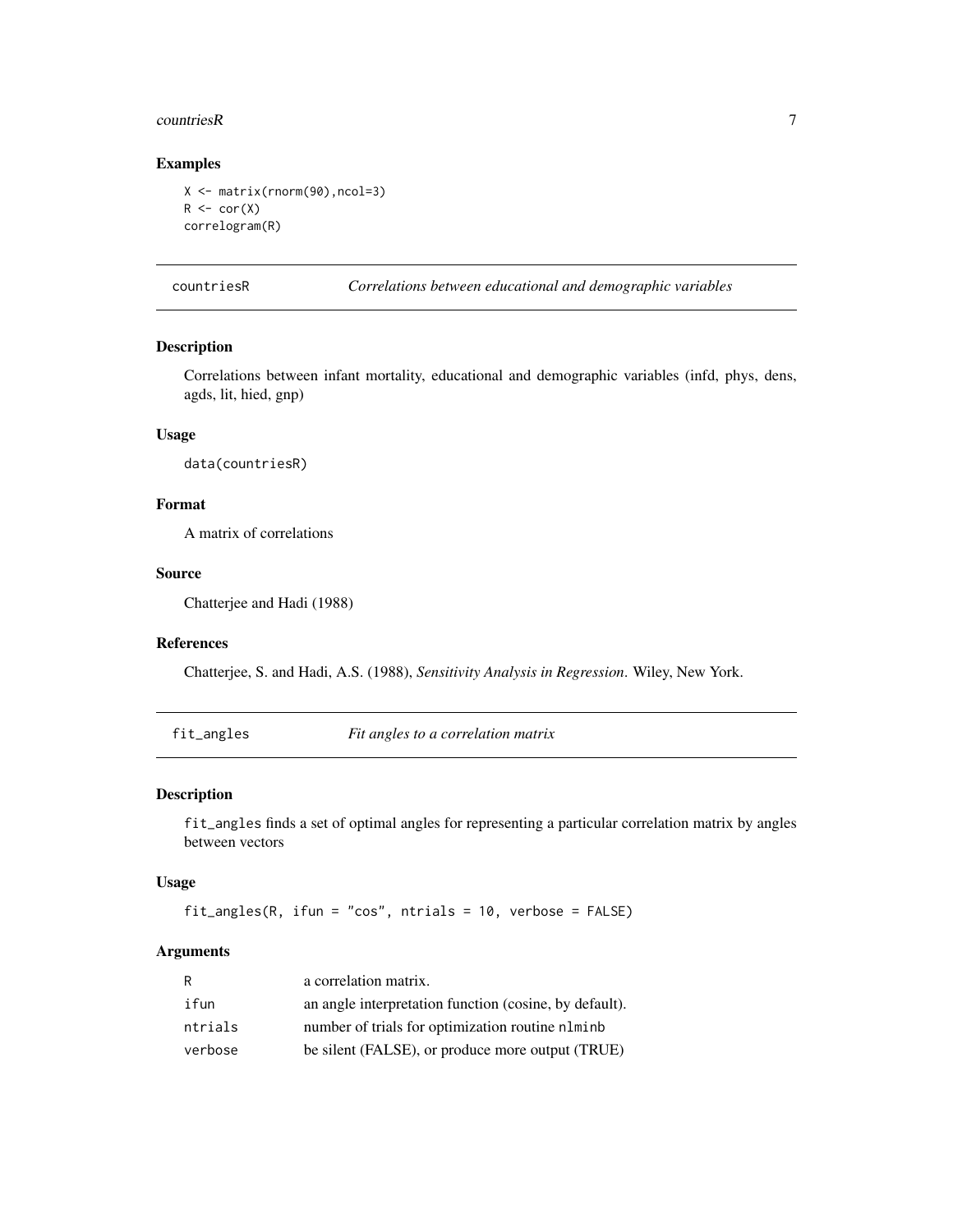## Examples

```
X <- matrix(rnorm(90),ncol=3)
R <- cor(X)
correlogram(R)
```

---

# countriesR — *Correlations between educational and demographic variables*

### Description

Correlations between infant mortality, educational and demographic variables (infd, phys, dens, agds, lit, hied, gnp)

### Usage

```
data(countriesR)
```

### Format

A matrix of correlations

### Source

Chatterjee and Hadi (1988)

### References

Chatterjee, S. and Hadi, A.S. (1988), *Sensitivity Analysis in Regression*. Wiley, New York.

---

# fit_angles — *Fit angles to a correlation matrix*

### Description

`fit_angles` finds a set of optimal angles for representing a particular correlation matrix by angles between vectors

### Usage

```
fit_angles(R, ifun = "cos", ntrials = 10, verbose = FALSE)
```

### Arguments

| | |
|---|---|
| `R` | a correlation matrix. |
| `ifun` | an angle interpretation function (cosine, by default). |
| `ntrials` | number of trials for optimization routine `nlminb` |
| `verbose` | be silent (FALSE), or produce more output (TRUE) |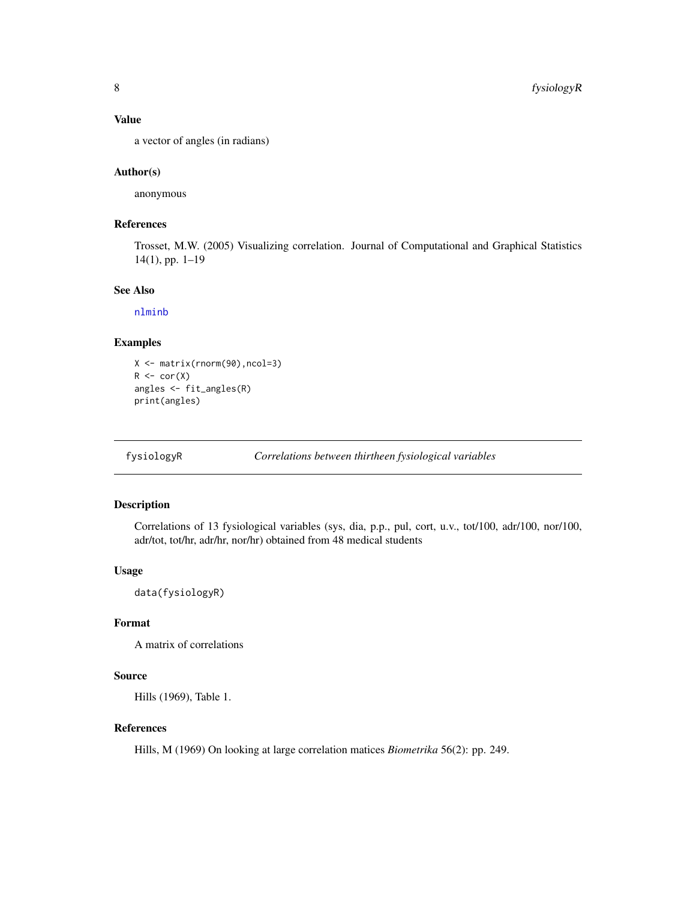### Value

a vector of angles (in radians)

### Author(s)

anonymous

### References

Trosset, M.W. (2005) Visualizing correlation. Journal of Computational and Graphical Statistics 14(1), pp. 1–19

### See Also

nlminb

### Examples

```
X <- matrix(rnorm(90),ncol=3)
R <- cor(X)
angles <- fit_angles(R)
print(angles)
```

---

## fysiologyR — *Correlations between thirtheen fysiological variables*

---

### Description

Correlations of 13 fysiological variables (sys, dia, p.p., pul, cort, u.v., tot/100, adr/100, nor/100, adr/tot, tot/hr, adr/hr, nor/hr) obtained from 48 medical students

### Usage

```
data(fysiologyR)
```

### Format

A matrix of correlations

### Source

Hills (1969), Table 1.

### References

Hills, M (1969) On looking at large correlation matices *Biometrika* 56(2): pp. 249.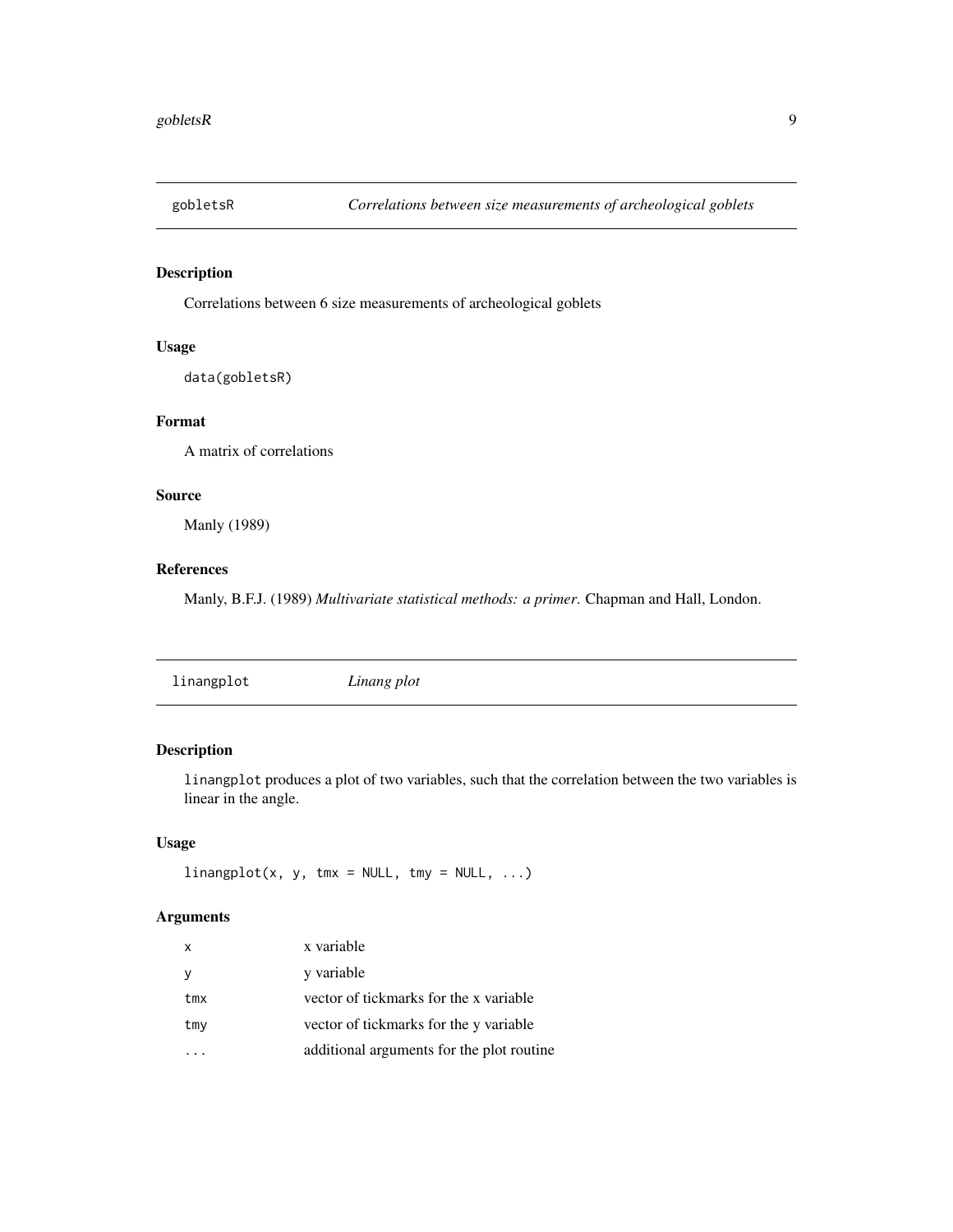## gobletsR — *Correlations between size measurements of archeological goblets*

### Description

Correlations between 6 size measurements of archeological goblets

### Usage

```
data(gobletsR)
```

### Format

A matrix of correlations

### Source

Manly (1989)

### References

Manly, B.F.J. (1989) *Multivariate statistical methods: a primer*. Chapman and Hall, London.

## linangplot — *Linang plot*

### Description

`linangplot` produces a plot of two variables, such that the correlation between the two variables is linear in the angle.

### Usage

```
linangplot(x, y, tmx = NULL, tmy = NULL, ...)
```

### Arguments

| | |
|---|---|
| `x` | x variable |
| `y` | y variable |
| `tmx` | vector of tickmarks for the x variable |
| `tmy` | vector of tickmarks for the y variable |
| `...` | additional arguments for the plot routine |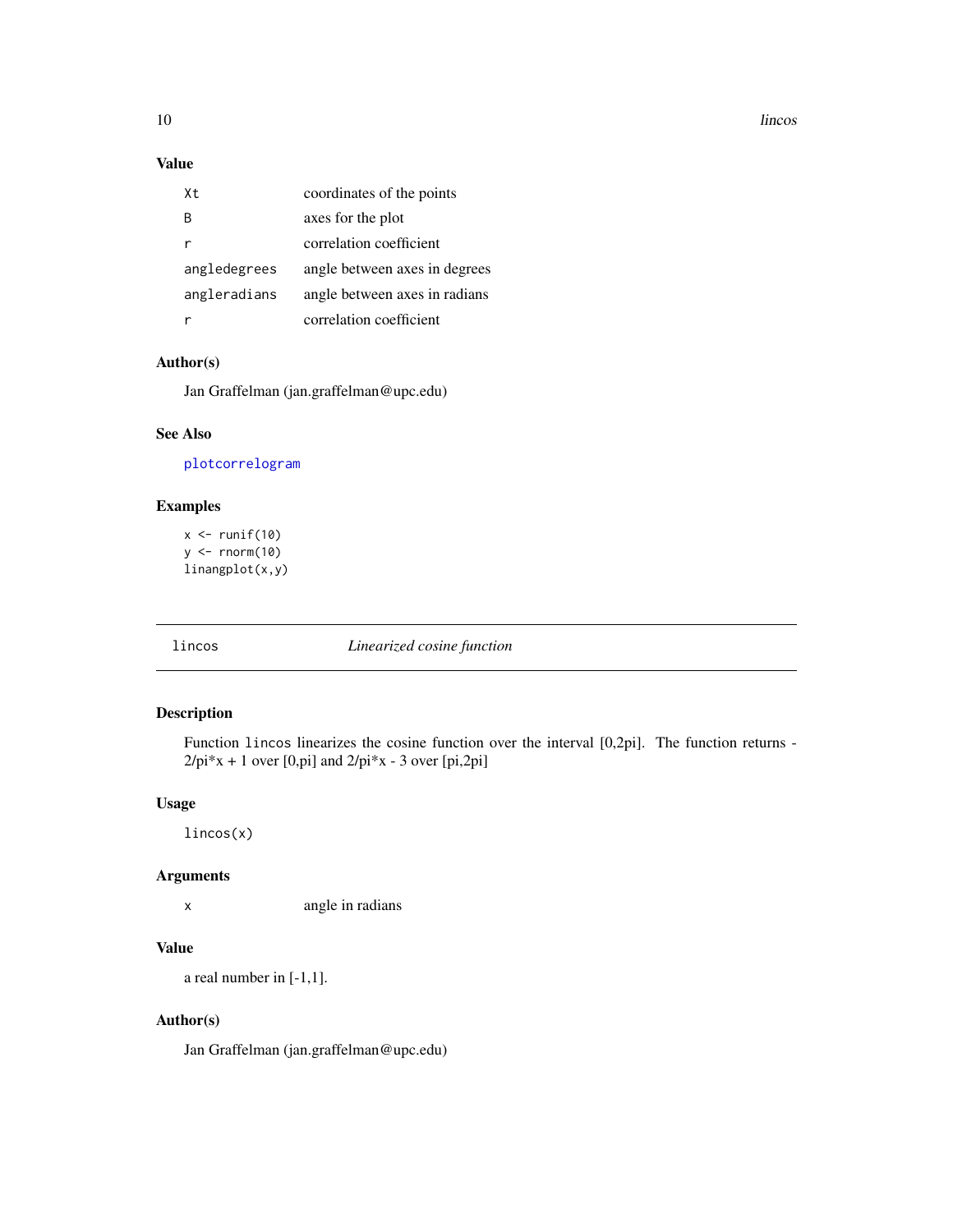### Value

| | |
|---|---|
| Xt | coordinates of the points |
| B | axes for the plot |
| r | correlation coefficient |
| angledegrees | angle between axes in degrees |
| angleradians | angle between axes in radians |
| r | correlation coefficient |

### Author(s)

Jan Graffelman (jan.graffelman@upc.edu)

### See Also

plotcorrelogram

### Examples

```
x <- runif(10)
y <- rnorm(10)
linangplot(x,y)
```

---

## lincos *Linearized cosine function*

---

### Description

Function `lincos` linearizes the cosine function over the interval [0,2pi]. The function returns -2/pi*x + 1 over [0,pi] and 2/pi*x - 3 over [pi,2pi]

### Usage

```
lincos(x)
```

### Arguments

| | |
|---|---|
| x | angle in radians |

### Value

a real number in [-1,1].

### Author(s)

Jan Graffelman (jan.graffelman@upc.edu)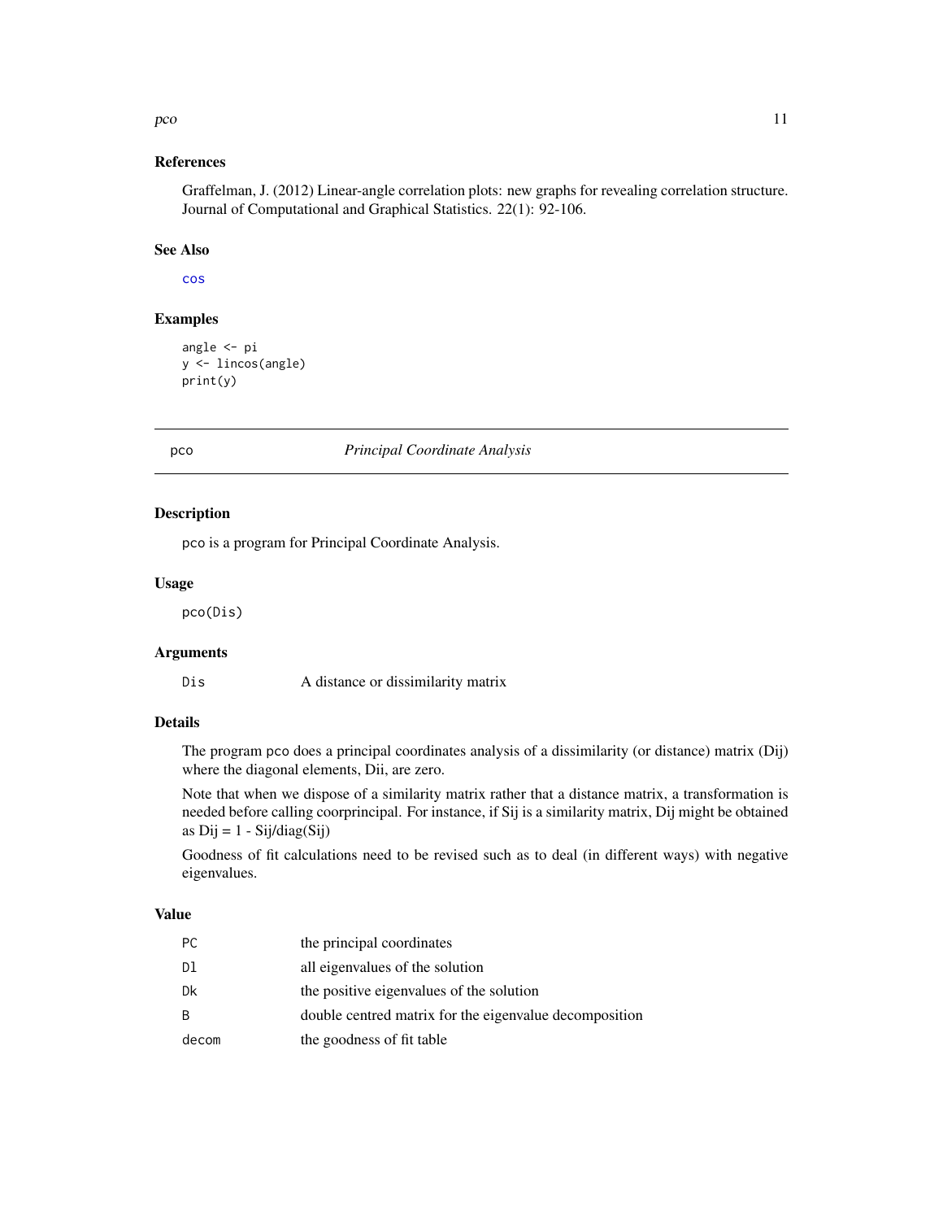### References

Graffelman, J. (2012) Linear-angle correlation plots: new graphs for revealing correlation structure. Journal of Computational and Graphical Statistics. 22(1): 92-106.

### See Also

cos

### Examples

```
angle <- pi
y <- lincos(angle)
print(y)
```

---

## pco — *Principal Coordinate Analysis*

### Description

pco is a program for Principal Coordinate Analysis.

### Usage

```
pco(Dis)
```

### Arguments

| | |
|---|---|
| Dis | A distance or dissimilarity matrix |

### Details

The program pco does a principal coordinates analysis of a dissimilarity (or distance) matrix (Dij) where the diagonal elements, Dii, are zero.

Note that when we dispose of a similarity matrix rather that a distance matrix, a transformation is needed before calling coorprincipal. For instance, if Sij is a similarity matrix, Dij might be obtained as Dij = 1 - Sij/diag(Sij)

Goodness of fit calculations need to be revised such as to deal (in different ways) with negative eigenvalues.

### Value

| | |
|---|---|
| PC | the principal coordinates |
| Dl | all eigenvalues of the solution |
| Dk | the positive eigenvalues of the solution |
| B | double centred matrix for the eigenvalue decomposition |
| decom | the goodness of fit table |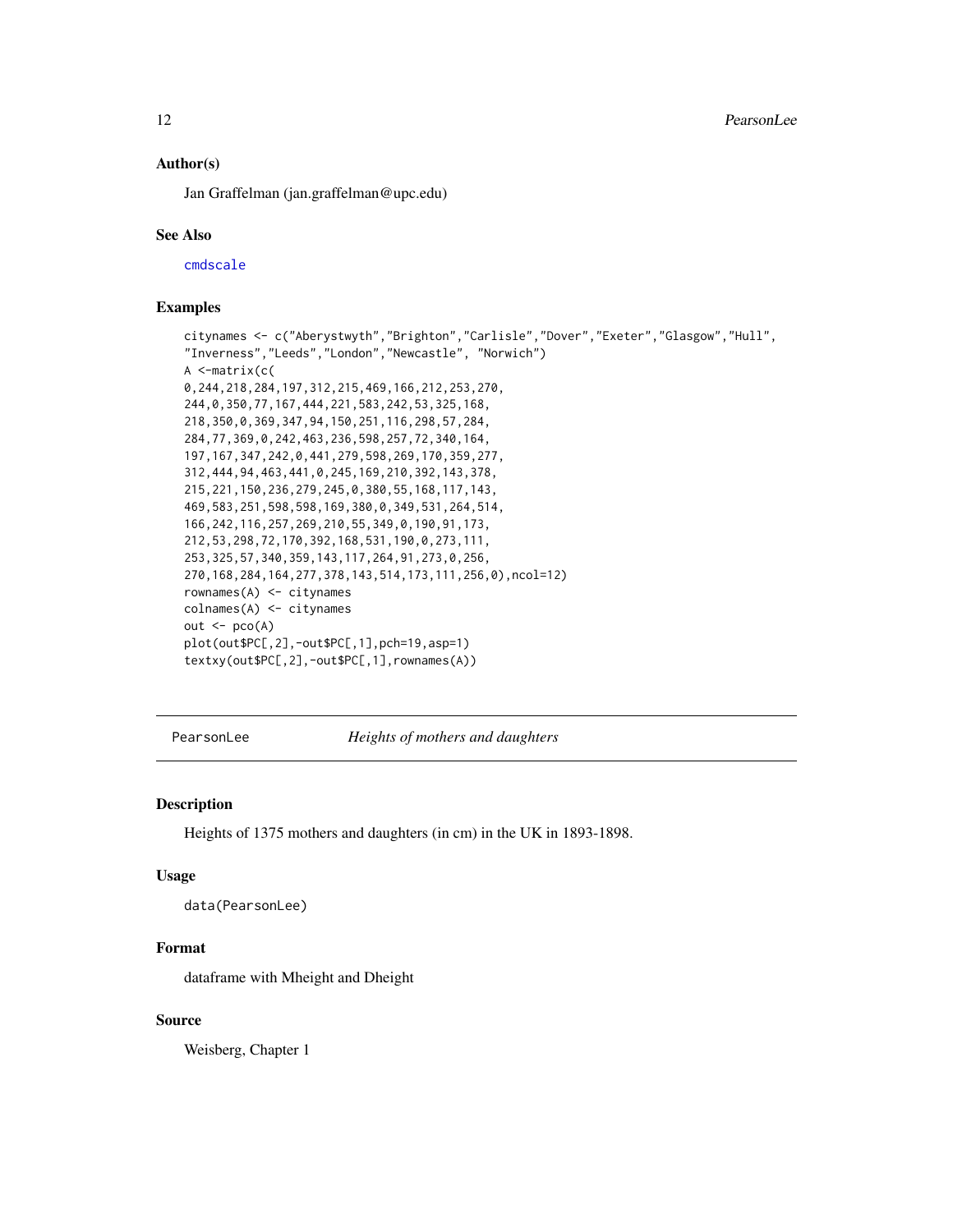### Author(s)

Jan Graffelman (jan.graffelman@upc.edu)

### See Also

cmdscale

### Examples

```
citynames <- c("Aberystwyth","Brighton","Carlisle","Dover","Exeter","Glasgow","Hull",
"Inverness","Leeds","London","Newcastle", "Norwich")
A <-matrix(c(
0,244,218,284,197,312,215,469,166,212,253,270,
244,0,350,77,167,444,221,583,242,53,325,168,
218,350,0,369,347,94,150,251,116,298,57,284,
284,77,369,0,242,463,236,598,257,72,340,164,
197,167,347,242,0,441,279,598,269,170,359,277,
312,444,94,463,441,0,245,169,210,392,143,378,
215,221,150,236,279,245,0,380,55,168,117,143,
469,583,251,598,598,169,380,0,349,531,264,514,
166,242,116,257,269,210,55,349,0,190,91,173,
212,53,298,72,170,392,168,531,190,0,273,111,
253,325,57,340,359,143,117,264,91,273,0,256,
270,168,284,164,277,378,143,514,173,111,256,0),ncol=12)
rownames(A) <- citynames
colnames(A) <- citynames
out <- pco(A)
plot(out$PC[,2],-out$PC[,1],pch=19,asp=1)
textxy(out$PC[,2],-out$PC[,1],rownames(A))
```

---

## PearsonLee *Heights of mothers and daughters*

### Description

Heights of 1375 mothers and daughters (in cm) in the UK in 1893-1898.

### Usage

```
data(PearsonLee)
```

### Format

dataframe with Mheight and Dheight

### Source

Weisberg, Chapter 1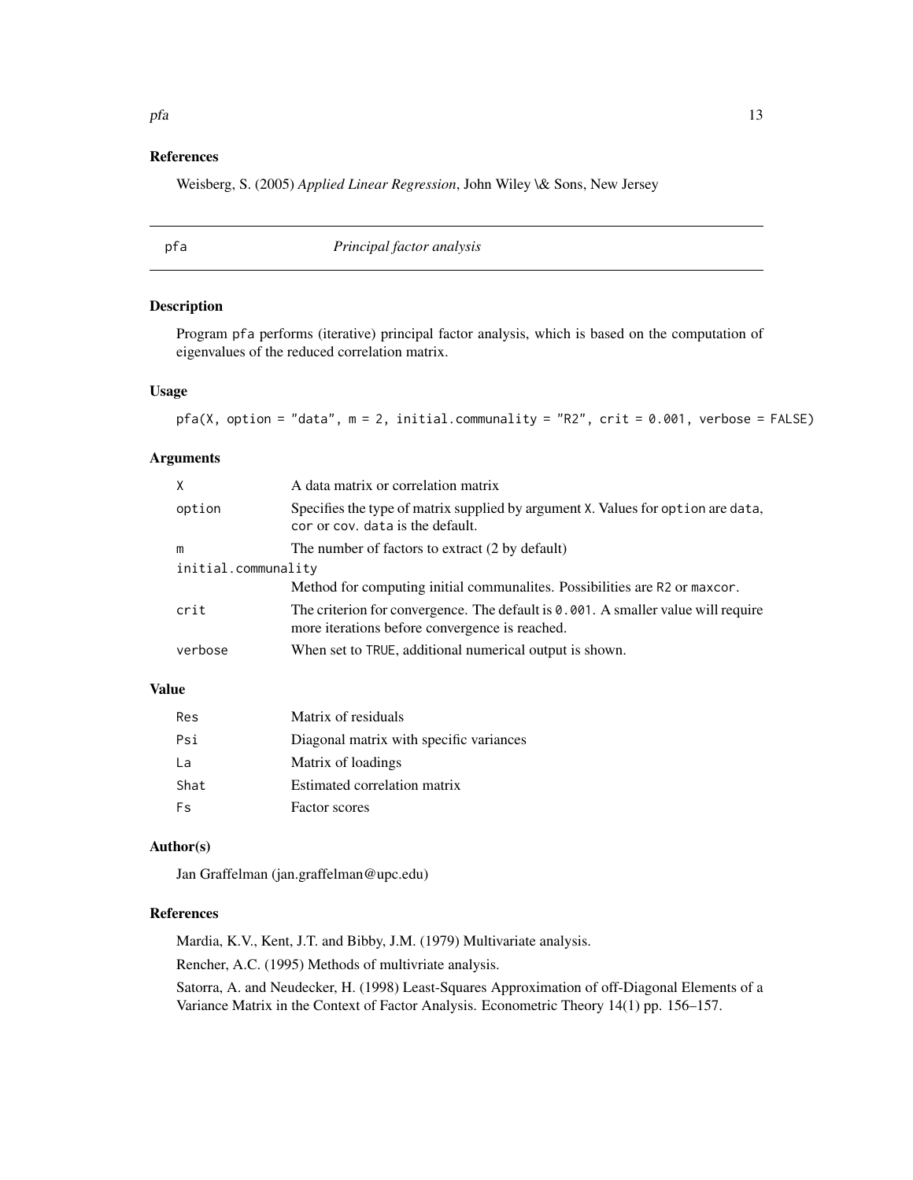### References

Weisberg, S. (2005) *Applied Linear Regression*, John Wiley \& Sons, New Jersey

## pfa — *Principal factor analysis*

### Description

Program pfa performs (iterative) principal factor analysis, which is based on the computation of eigenvalues of the reduced correlation matrix.

### Usage

```
pfa(X, option = "data", m = 2, initial.communality = "R2", crit = 0.001, verbose = FALSE)
```

### Arguments

| | |
|---|---|
| X | A data matrix or correlation matrix |
| option | Specifies the type of matrix supplied by argument X. Values for option are data, cor or cov. data is the default. |
| m | The number of factors to extract (2 by default) |
| initial.communality | Method for computing initial communalites. Possibilities are R2 or maxcor. |
| crit | The criterion for convergence. The default is 0.001. A smaller value will require more iterations before convergence is reached. |
| verbose | When set to TRUE, additional numerical output is shown. |

### Value

| | |
|---|---|
| Res | Matrix of residuals |
| Psi | Diagonal matrix with specific variances |
| La | Matrix of loadings |
| Shat | Estimated correlation matrix |
| Fs | Factor scores |

### Author(s)

Jan Graffelman (jan.graffelman@upc.edu)

### References

Mardia, K.V., Kent, J.T. and Bibby, J.M. (1979) Multivariate analysis.

Rencher, A.C. (1995) Methods of multivriate analysis.

Satorra, A. and Neudecker, H. (1998) Least-Squares Approximation of off-Diagonal Elements of a Variance Matrix in the Context of Factor Analysis. Econometric Theory 14(1) pp. 156–157.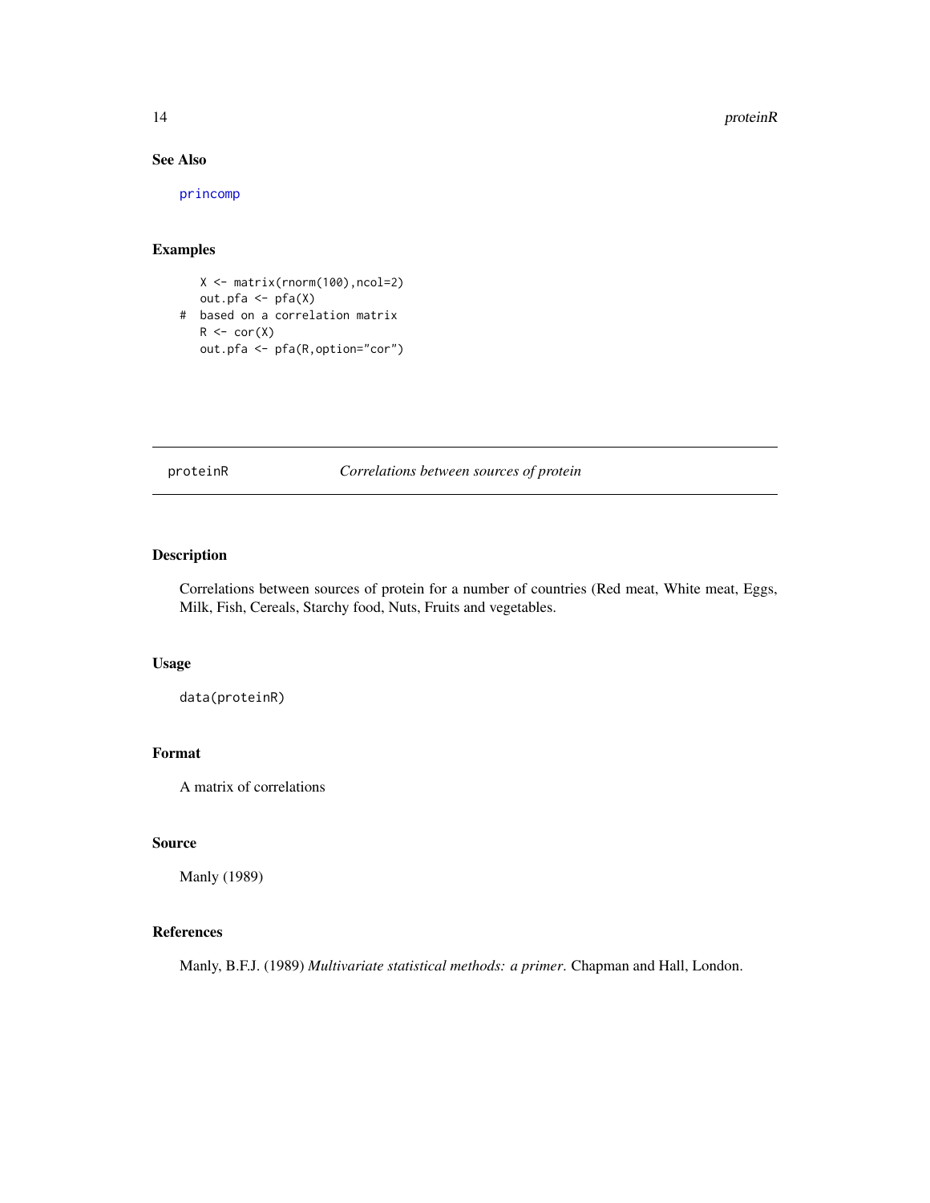### See Also

princomp

### Examples

```
    X <- matrix(rnorm(100),ncol=2)
    out.pfa <- pfa(X)
#   based on a correlation matrix
    R <- cor(X)
    out.pfa <- pfa(R,option="cor")
```

---

## proteinR *Correlations between sources of protein*

---

### Description

Correlations between sources of protein for a number of countries (Red meat, White meat, Eggs, Milk, Fish, Cereals, Starchy food, Nuts, Fruits and vegetables.

### Usage

```
data(proteinR)
```

### Format

A matrix of correlations

### Source

Manly (1989)

### References

Manly, B.F.J. (1989) *Multivariate statistical methods: a primer*. Chapman and Hall, London.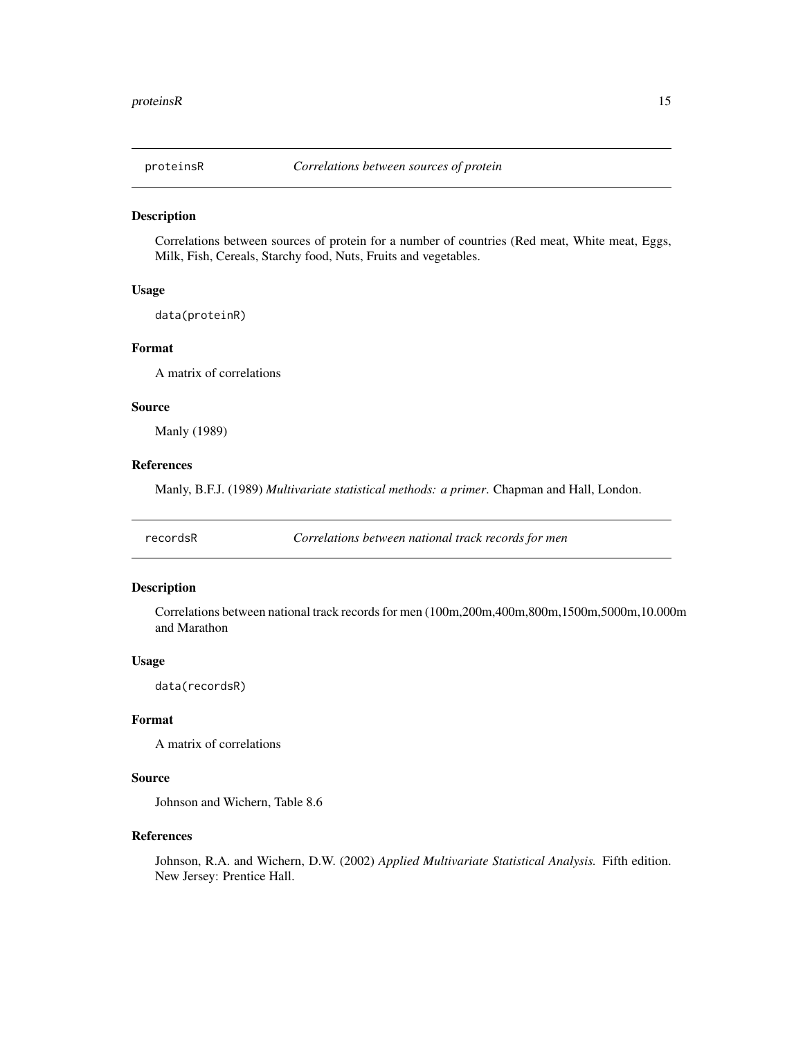## proteinsR — *Correlations between sources of protein*

### Description

Correlations between sources of protein for a number of countries (Red meat, White meat, Eggs, Milk, Fish, Cereals, Starchy food, Nuts, Fruits and vegetables.

### Usage

```
data(proteinR)
```

### Format

A matrix of correlations

### Source

Manly (1989)

### References

Manly, B.F.J. (1989) *Multivariate statistical methods: a primer*. Chapman and Hall, London.

## recordsR — *Correlations between national track records for men*

### Description

Correlations between national track records for men (100m,200m,400m,800m,1500m,5000m,10.000m and Marathon

### Usage

```
data(recordsR)
```

### Format

A matrix of correlations

### Source

Johnson and Wichern, Table 8.6

### References

Johnson, R.A. and Wichern, D.W. (2002) *Applied Multivariate Statistical Analysis.* Fifth edition. New Jersey: Prentice Hall.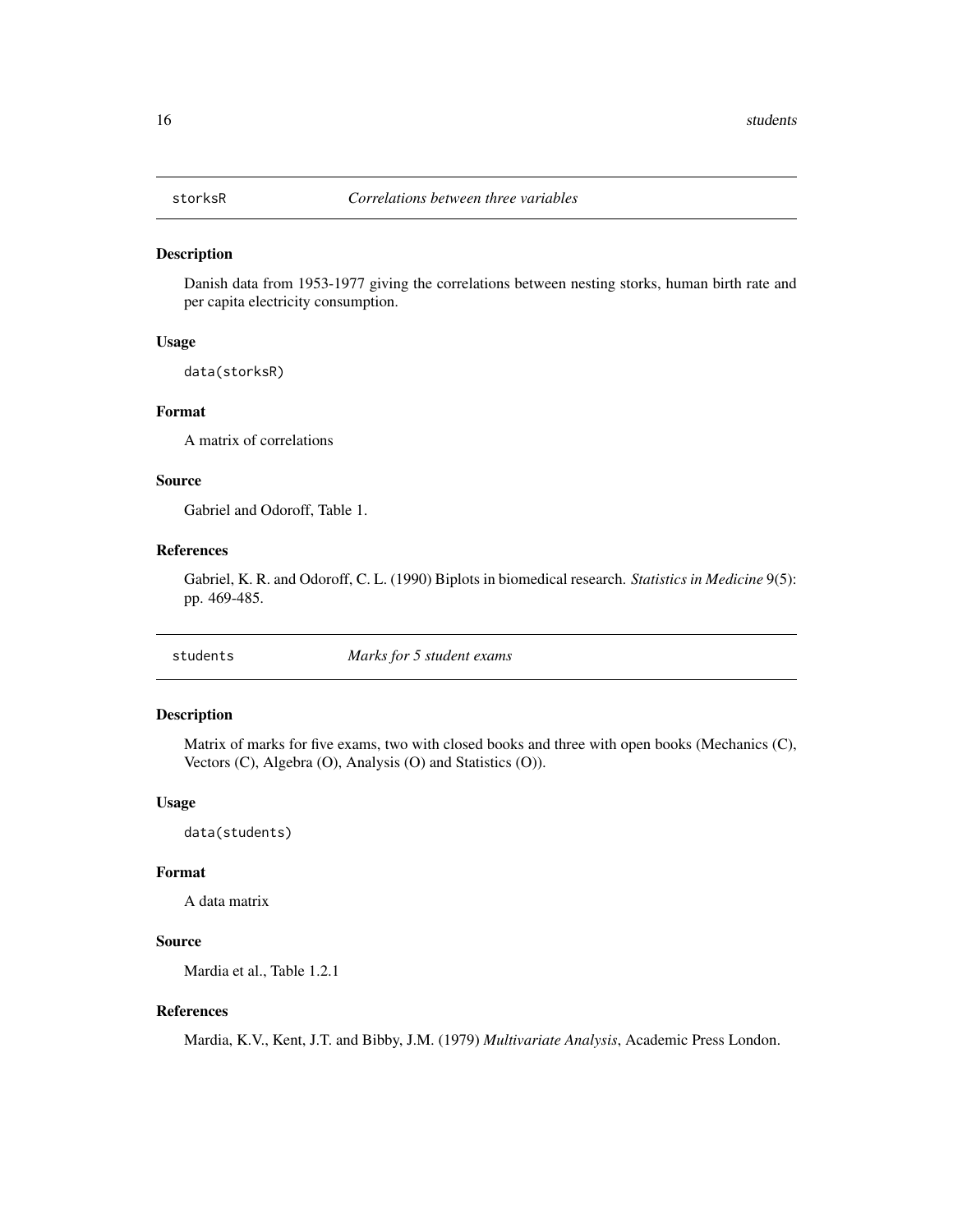## storksR *Correlations between three variables*

### Description

Danish data from 1953-1977 giving the correlations between nesting storks, human birth rate and per capita electricity consumption.

### Usage

```
data(storksR)
```

### Format

A matrix of correlations

### Source

Gabriel and Odoroff, Table 1.

### References

Gabriel, K. R. and Odoroff, C. L. (1990) Biplots in biomedical research. *Statistics in Medicine* 9(5): pp. 469-485.

## students *Marks for 5 student exams*

### Description

Matrix of marks for five exams, two with closed books and three with open books (Mechanics (C), Vectors (C), Algebra (O), Analysis (O) and Statistics (O)).

### Usage

```
data(students)
```

### Format

A data matrix

### Source

Mardia et al., Table 1.2.1

### References

Mardia, K.V., Kent, J.T. and Bibby, J.M. (1979) *Multivariate Analysis*, Academic Press London.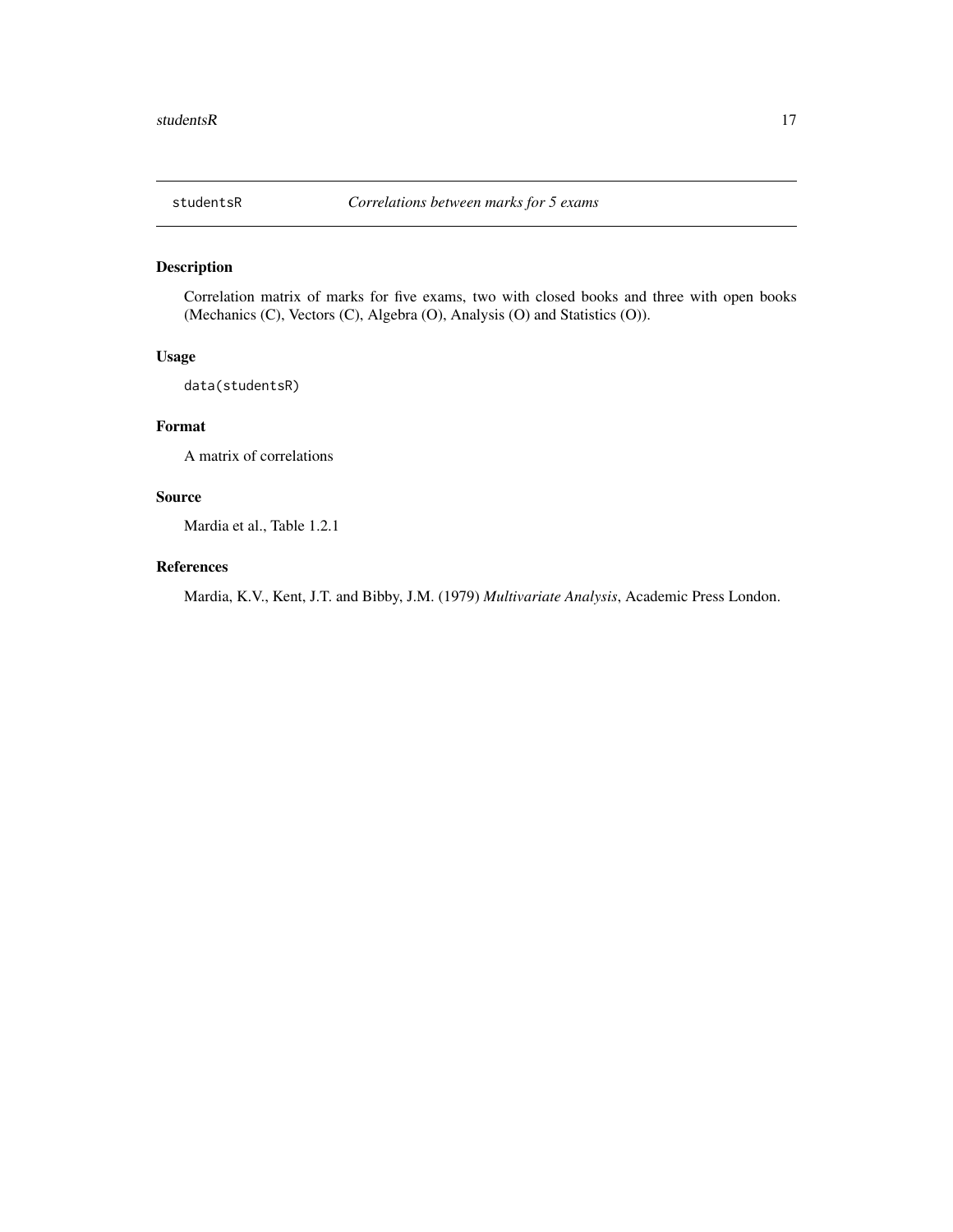studentsR *Correlations between marks for 5 exams*

## Description

Correlation matrix of marks for five exams, two with closed books and three with open books (Mechanics (C), Vectors (C), Algebra (O), Analysis (O) and Statistics (O)).

## Usage

```
data(studentsR)
```

## Format

A matrix of correlations

## Source

Mardia et al., Table 1.2.1

## References

Mardia, K.V., Kent, J.T. and Bibby, J.M. (1979) *Multivariate Analysis*, Academic Press London.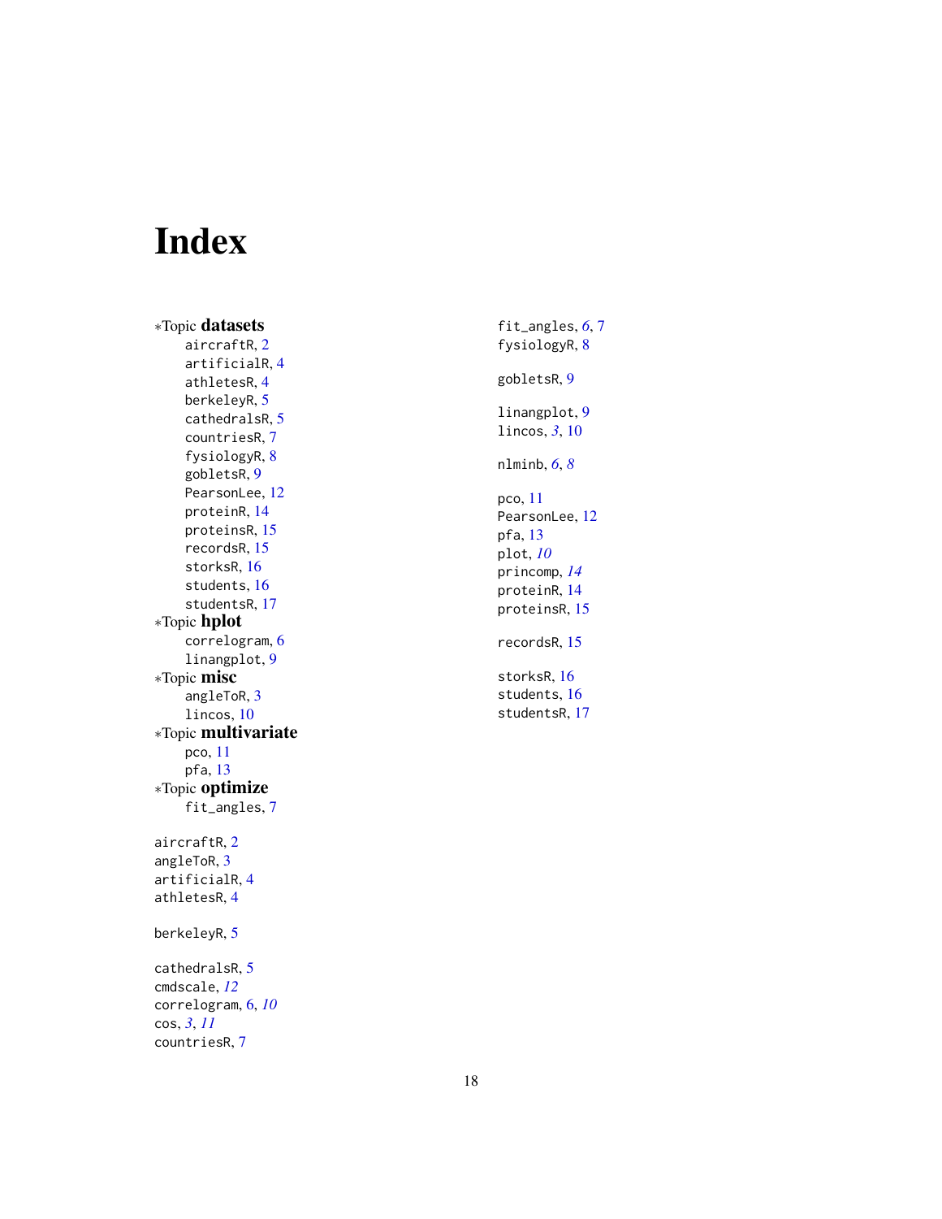# Index

*Topic **datasets**
- aircraftR, 2
- artificialR, 4
- athletesR, 4
- berkeleyR, 5
- cathedralsR, 5
- countriesR, 7
- fysiologyR, 8
- gobletsR, 9
- PearsonLee, 12
- proteinR, 14
- proteinsR, 15
- recordsR, 15
- storksR, 16
- students, 16
- studentsR, 17

*Topic **hplot**
- correlogram, 6
- linangplot, 9

*Topic **misc**
- angleToR, 3
- lincos, 10

*Topic **multivariate**
- pco, 11
- pfa, 13

*Topic **optimize**
- fit_angles, 7

aircraftR, 2
angleToR, 3
artificialR, 4
athletesR, 4

berkeleyR, 5

cathedralsR, 5
cmdscale, *12*
correlogram, 6, *10*
cos, *3*, *11*
countriesR, 7

fit_angles, *6*, 7
fysiologyR, 8

gobletsR, 9

linangplot, 9
lincos, *3*, 10

nlminb, *6*, *8*

pco, 11
PearsonLee, 12
pfa, 13
plot, *10*
princomp, *14*
proteinR, 14
proteinsR, 15

recordsR, 15

storksR, 16
students, 16
studentsR, 17